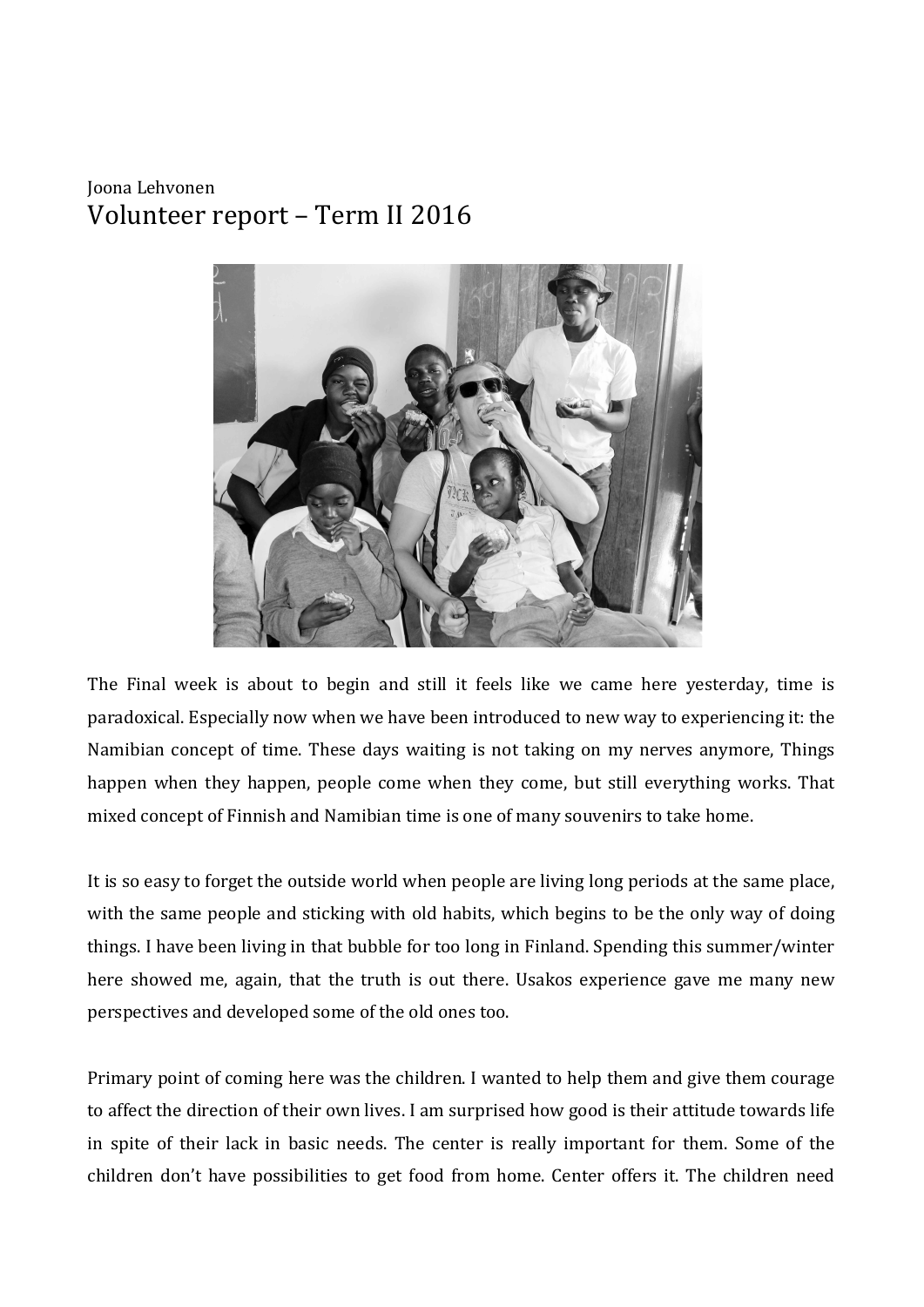Joona Lehvonen

# Volunteer report – Term II 2016

The Final week is about to begin and still it feels like we came here yesterday, time is paradoxical. Especially now when we have been introduced to new way to experiencing it: the Namibian concept of time. These days waiting is not taking on my nerves anymore, Things happen when they happen, people come when they come, but still everything works. That mixed concept of Finnish and Namibian time is one of many souvenirs to take home.

It is so easy to forget the outside world when people are living long periods at the same place, with the same people and sticking with old habits, which begins to be the only way of doing things. I have been living in that bubble for too long in Finland. Spending this summer/winter here showed me, again, that the truth is out there. Usakos experience gave me many new perspectives and developed some of the old ones too.

Primary point of coming here was the children. I wanted to help them and give them courage to affect the direction of their own lives. I am surprised how good is their attitude towards life in spite of their lack in basic needs. The center is really important for them. Some of the children don't have possibilities to get food from home. Center offers it. The children need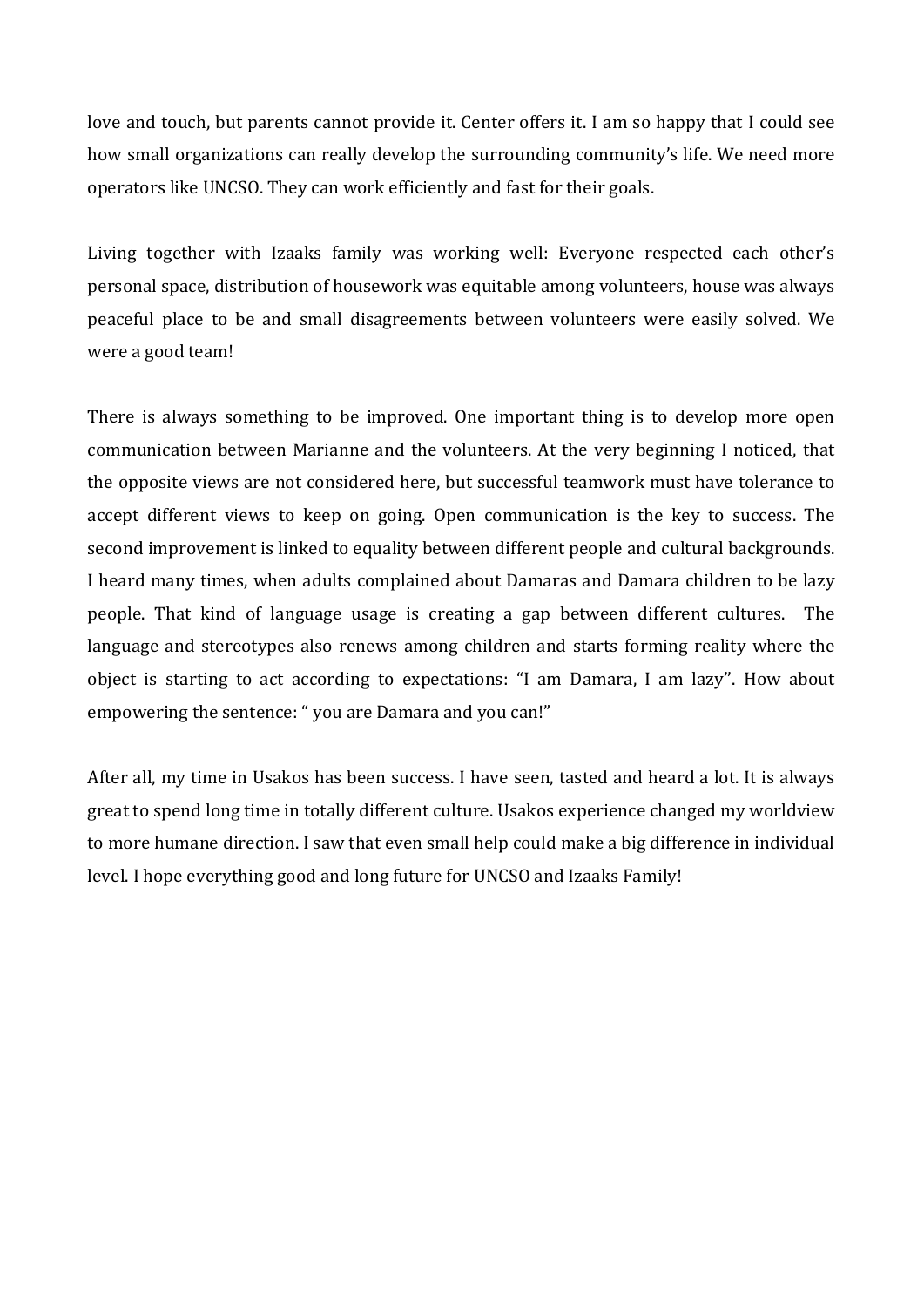love and touch, but parents cannot provide it. Center offers it. I am so happy that I could see how small organizations can really develop the surrounding community's life. We need more operators like UNCSO. They can work efficiently and fast for their goals.

Living together with Izaaks family was working well: Everyone respected each other's personal space, distribution of housework was equitable among volunteers, house was always peaceful place to be and small disagreements between volunteers were easily solved. We were a good team!

There is always something to be improved. One important thing is to develop more open communication between Marianne and the volunteers. At the very beginning I noticed, that the opposite views are not considered here, but successful teamwork must have tolerance to accept different views to keep on going. Open communication is the key to success. The second improvement is linked to equality between different people and cultural backgrounds. I heard many times, when adults complained about Damaras and Damara children to be lazy people. That kind of language usage is creating a gap between different cultures. The language and stereotypes also renews among children and starts forming reality where the object is starting to act according to expectations: "I am Damara, I am lazy". How about empowering the sentence: " you are Damara and you can!"

After all, my time in Usakos has been success. I have seen, tasted and heard a lot. It is always great to spend long time in totally different culture. Usakos experience changed my worldview to more humane direction. I saw that even small help could make a big difference in individual level. I hope everything good and long future for UNCSO and Izaaks Family!